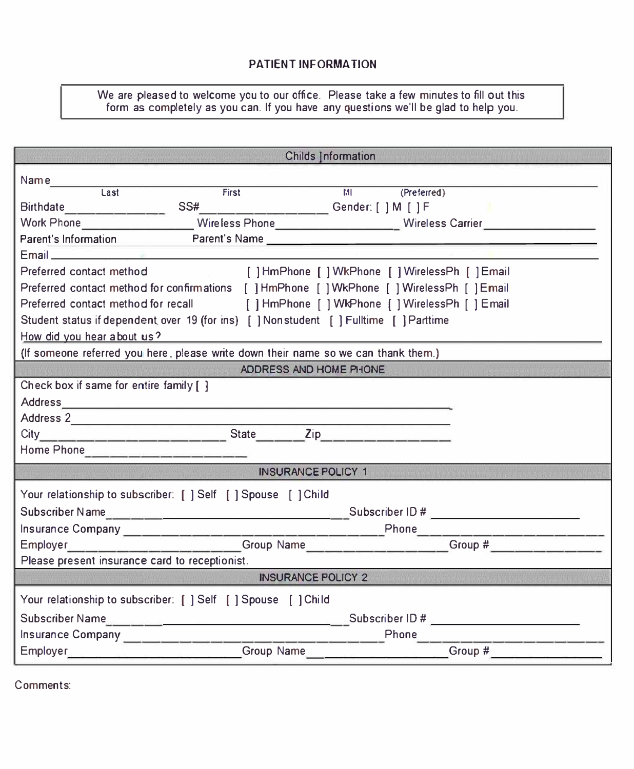# PATIENT INFORMATION

We are pleased to welcome you to our office. Please take a few minutes to fill out this form as completely as you can. If you have any questions we'll be glad to help you.

## Childs Information

Name ________________________________________________
Last    First    MI    (Preferred)

Birthdate______________ SS#__________________ Gender: [ ] M [ ] F

Work Phone_________________ Wireless Phone__________________ Wireless Carrier_________________

Parent's Information    Parent's Name ________________________________________

Email ________________________________________________

Preferred contact method [ ] HmPhone [ ] WkPhone [ ] WirelessPh [ ] Email

Preferred contact method for confirmations [ ] HmPhone [ ] WkPhone [ ] WirelessPh [ ] Email

Preferred contact method for recall [ ] HmPhone [ ] WkPhone [ ] WirelessPh [ ] Email

Student status if dependent over 19 (for ins) [ ] Nonstudent [ ] Fulltime [ ] Parttime

How did you hear about us? ________________________________________________

(If someone referred you here, please write down their name so we can thank them.)

## ADDRESS AND HOME PHONE

Check box if same for entire family [ ]

Address ________________________________________________

Address 2 ________________________________________________

City________________________ State_______ Zip________________

Home Phone____________________

## INSURANCE POLICY 1

Your relationship to subscriber: [ ] Self [ ] Spouse [ ] Child

Subscriber Name________________________________ Subscriber ID # ____________________

Insurance Company ________________________________ Phone____________________

Employer______________________ Group Name__________________ Group #______________

Please present insurance card to receptionist.

## INSURANCE POLICY 2

Your relationship to subscriber: [ ] Self [ ] Spouse [ ] Child

Subscriber Name________________________________ Subscriber ID # ____________________

Insurance Company ________________________________ Phone____________________

Employer______________________ Group Name__________________ Group #______________

Comments: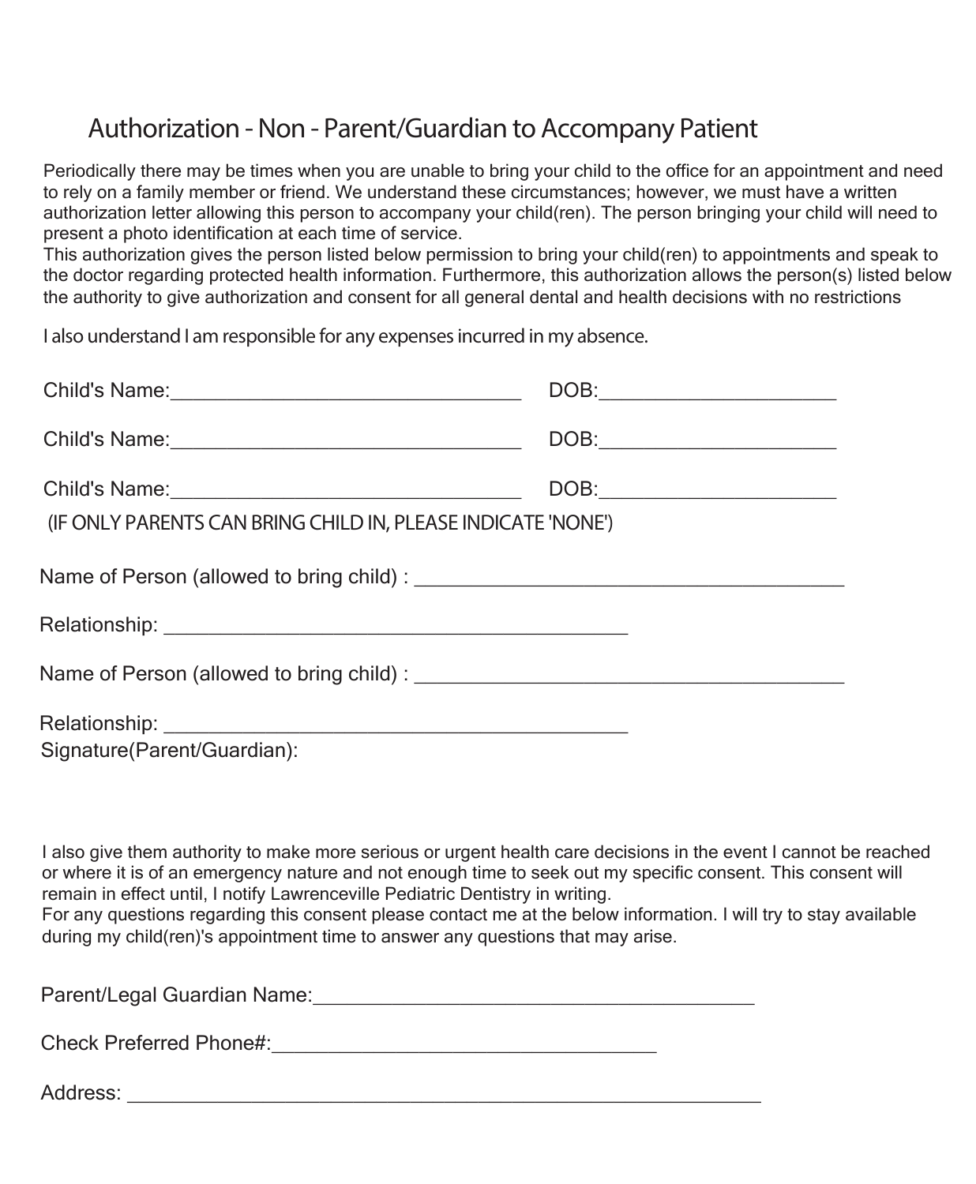# Authorization - Non - Parent/Guardian to Accompany Patient

Periodically there may be times when you are unable to bring your child to the office for an appointment and need to rely on a family member or friend. We understand these circumstances; however, we must have a written authorization letter allowing this person to accompany your child(ren). The person bringing your child will need to present a photo identification at each time of service.
This authorization gives the person listed below permission to bring your child(ren) to appointments and speak to the doctor regarding protected health information. Furthermore, this authorization allows the person(s) listed below the authority to give authorization and consent for all general dental and health decisions with no restrictions

I also understand I am responsible for any expenses incurred in my absence.

Child's Name:_________________________________ DOB:______________________

Child's Name:_________________________________ DOB:______________________

Child's Name:_________________________________ DOB:______________________

(IF ONLY PARENTS CAN BRING CHILD IN, PLEASE INDICATE 'NONE')

Name of Person (allowed to bring child) : _________________________________________

Relationship: ____________________________________________

Name of Person (allowed to bring child) : _________________________________________

Relationship: ____________________________________________

Signature(Parent/Guardian):

I also give them authority to make more serious or urgent health care decisions in the event I cannot be reached or where it is of an emergency nature and not enough time to seek out my specific consent. This consent will remain in effect until, I notify Lawrenceville Pediatric Dentistry in writing.
For any questions regarding this consent please contact me at the below information. I will try to stay available during my child(ren)'s appointment time to answer any questions that may arise.

Parent/Legal Guardian Name:_________________________________________

Check Preferred Phone#:____________________________________

Address: ______________________________________________________________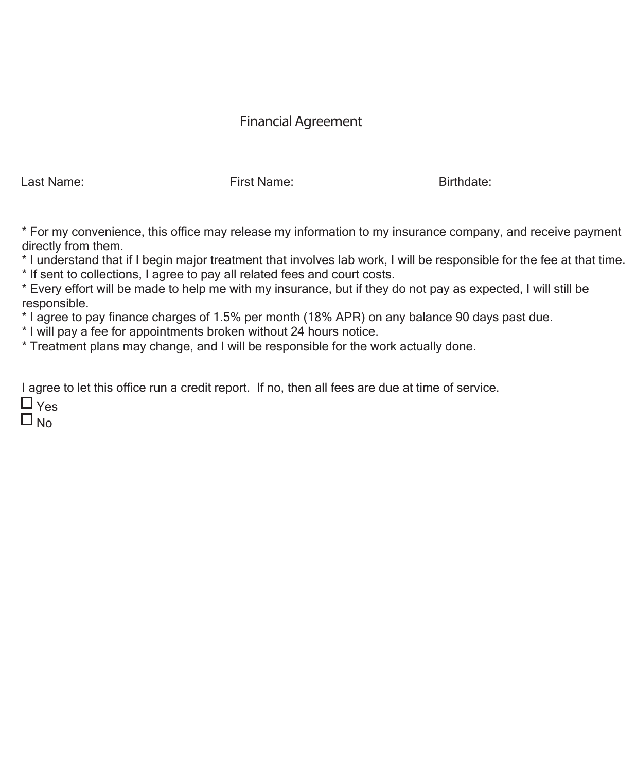# Financial Agreement

Last Name: First Name: Birthdate:

* For my convenience, this office may release my information to my insurance company, and receive payment directly from them.
* I understand that if I begin major treatment that involves lab work, I will be responsible for the fee at that time.
* If sent to collections, I agree to pay all related fees and court costs.
* Every effort will be made to help me with my insurance, but if they do not pay as expected, I will still be responsible.
* I agree to pay finance charges of 1.5% per month (18% APR) on any balance 90 days past due.
* I will pay a fee for appointments broken without 24 hours notice.
* Treatment plans may change, and I will be responsible for the work actually done.

I agree to let this office run a credit report. If no, then all fees are due at time of service.

☐ Yes
☐ No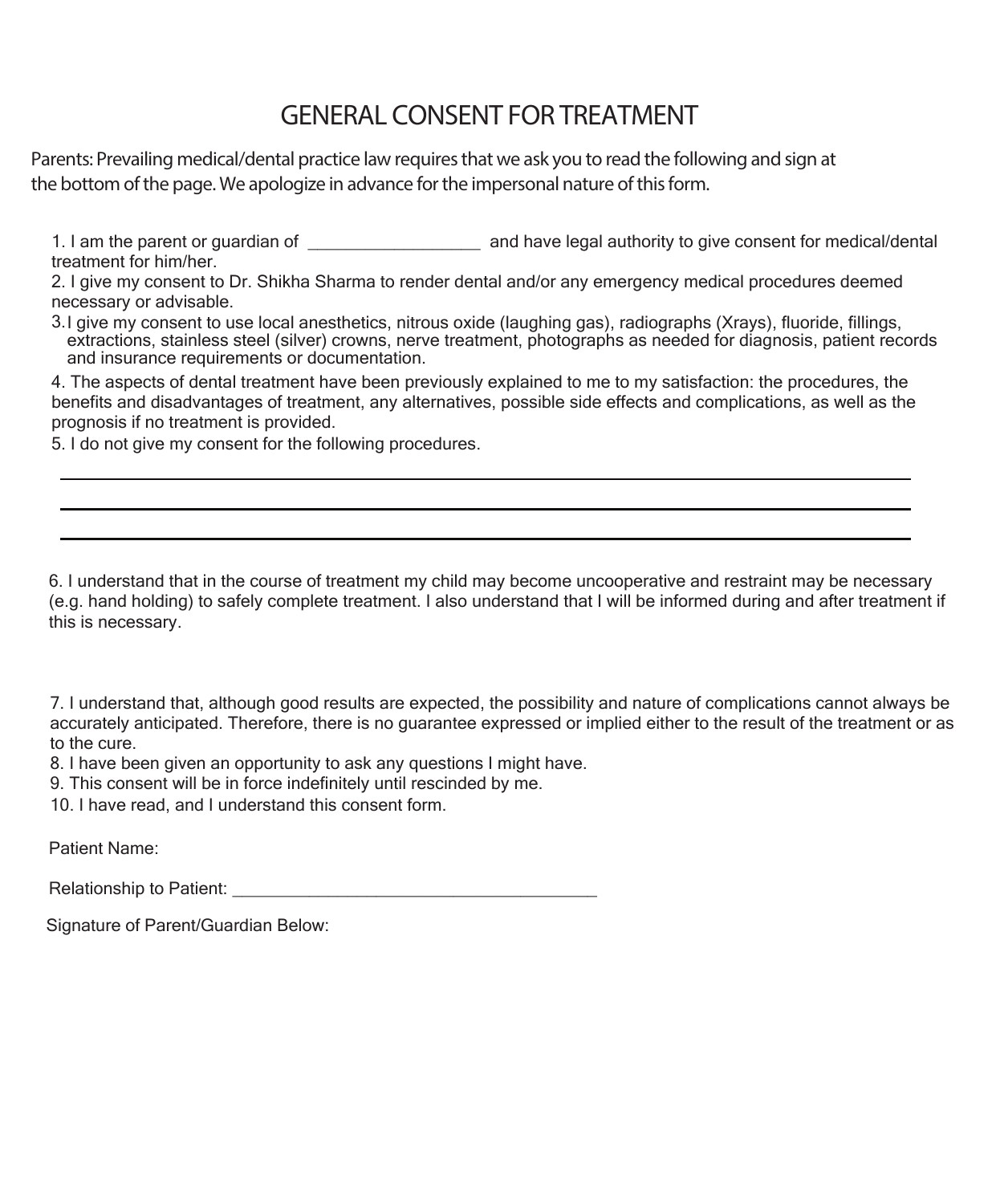# GENERAL CONSENT FOR TREATMENT

Parents: Prevailing medical/dental practice law requires that we ask you to read the following and sign at the bottom of the page. We apologize in advance for the impersonal nature of this form.

1. I am the parent or guardian of ____________________ and have legal authority to give consent for medical/dental treatment for him/her.
2. I give my consent to Dr. Shikha Sharma to render dental and/or any emergency medical procedures deemed necessary or advisable.
3. I give my consent to use local anesthetics, nitrous oxide (laughing gas), radiographs (Xrays), fluoride, fillings, extractions, stainless steel (silver) crowns, nerve treatment, photographs as needed for diagnosis, patient records and insurance requirements or documentation.
4. The aspects of dental treatment have been previously explained to me to my satisfaction: the procedures, the benefits and disadvantages of treatment, any alternatives, possible side effects and complications, as well as the prognosis if no treatment is provided.
5. I do not give my consent for the following procedures.

______________________________________________________________________________

______________________________________________________________________________

______________________________________________________________________________

6. I understand that in the course of treatment my child may become uncooperative and restraint may be necessary (e.g. hand holding) to safely complete treatment. I also understand that I will be informed during and after treatment if this is necessary.

7. I understand that, although good results are expected, the possibility and nature of complications cannot always be accurately anticipated. Therefore, there is no guarantee expressed or implied either to the result of the treatment or as to the cure.
8. I have been given an opportunity to ask any questions I might have.
9. This consent will be in force indefinitely until rescinded by me.
10. I have read, and I understand this consent form.

Patient Name:

Relationship to Patient: ________________________________________

Signature of Parent/Guardian Below: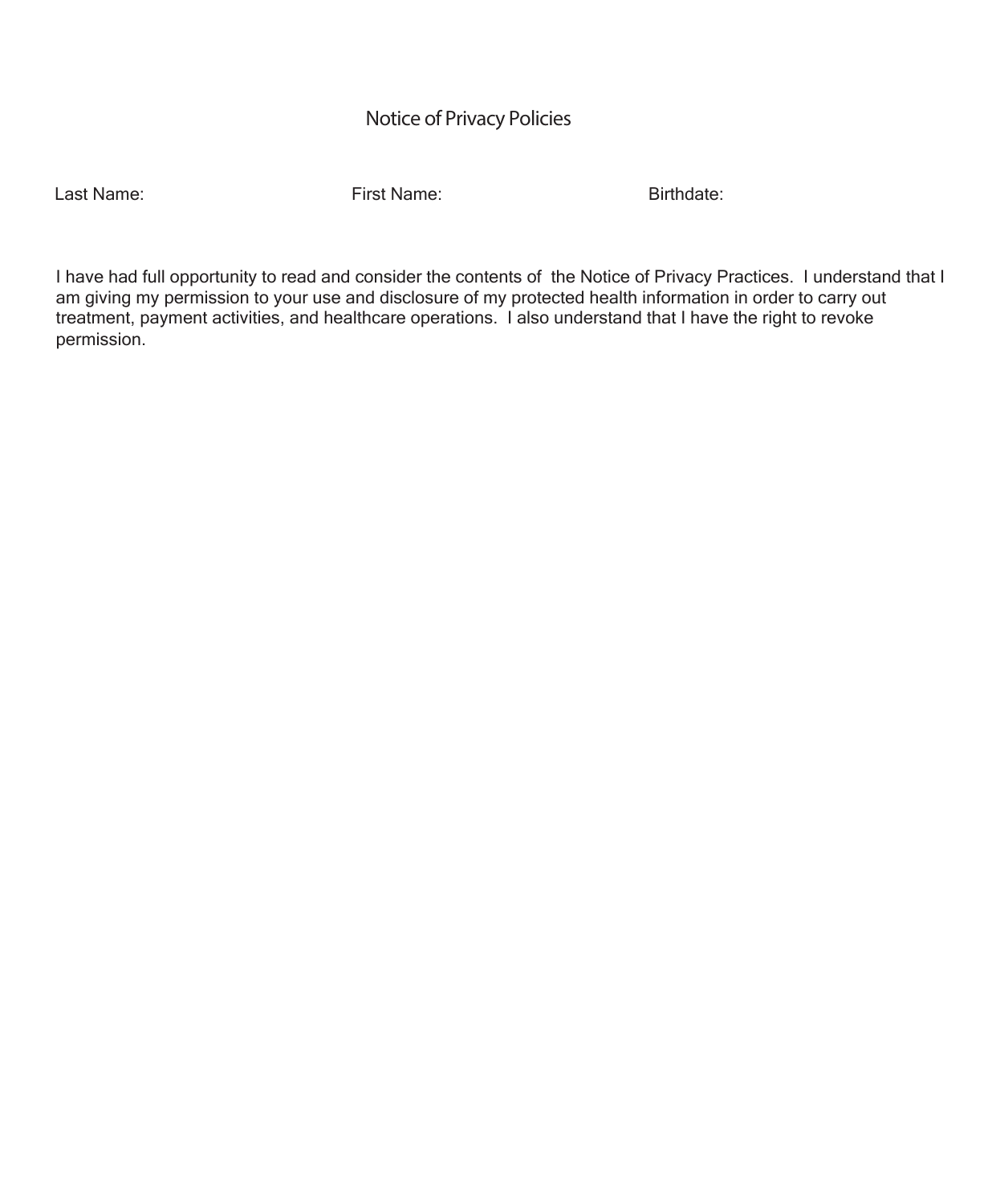# Notice of Privacy Policies

Last Name: First Name: Birthdate:

I have had full opportunity to read and consider the contents of the Notice of Privacy Practices. I understand that I am giving my permission to your use and disclosure of my protected health information in order to carry out treatment, payment activities, and healthcare operations. I also understand that I have the right to revoke permission.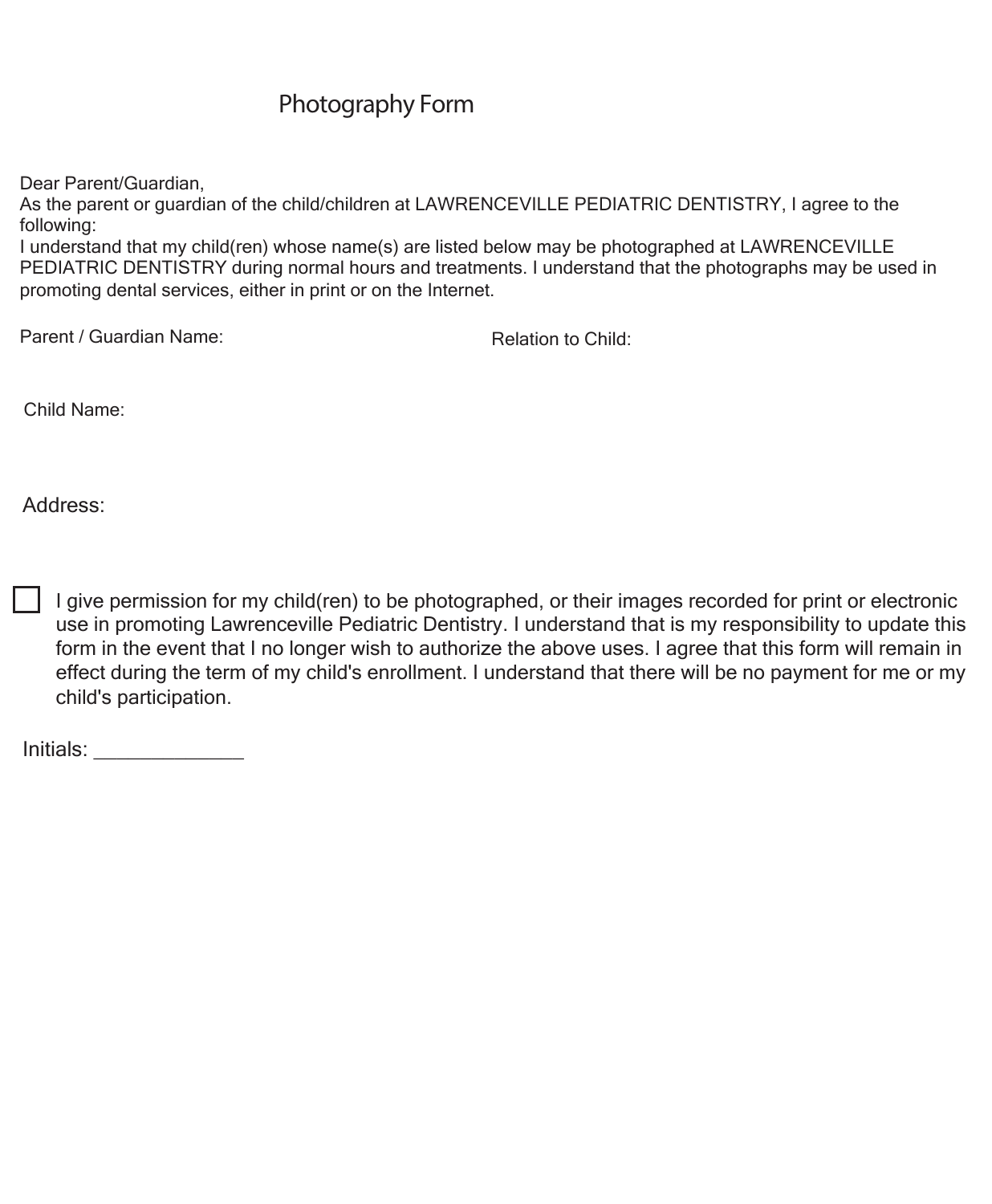# Photography Form

Dear Parent/Guardian,
As the parent or guardian of the child/children at LAWRENCEVILLE PEDIATRIC DENTISTRY, I agree to the following:
I understand that my child(ren) whose name(s) are listed below may be photographed at LAWRENCEVILLE PEDIATRIC DENTISTRY during normal hours and treatments. I understand that the photographs may be used in promoting dental services, either in print or on the Internet.

Parent / Guardian Name:

Relation to Child:

Child Name:

Address:

☐ I give permission for my child(ren) to be photographed, or their images recorded for print or electronic use in promoting Lawrenceville Pediatric Dentistry. I understand that is my responsibility to update this form in the event that I no longer wish to authorize the above uses. I agree that this form will remain in effect during the term of my child's enrollment. I understand that there will be no payment for me or my child's participation.

Initials: ______________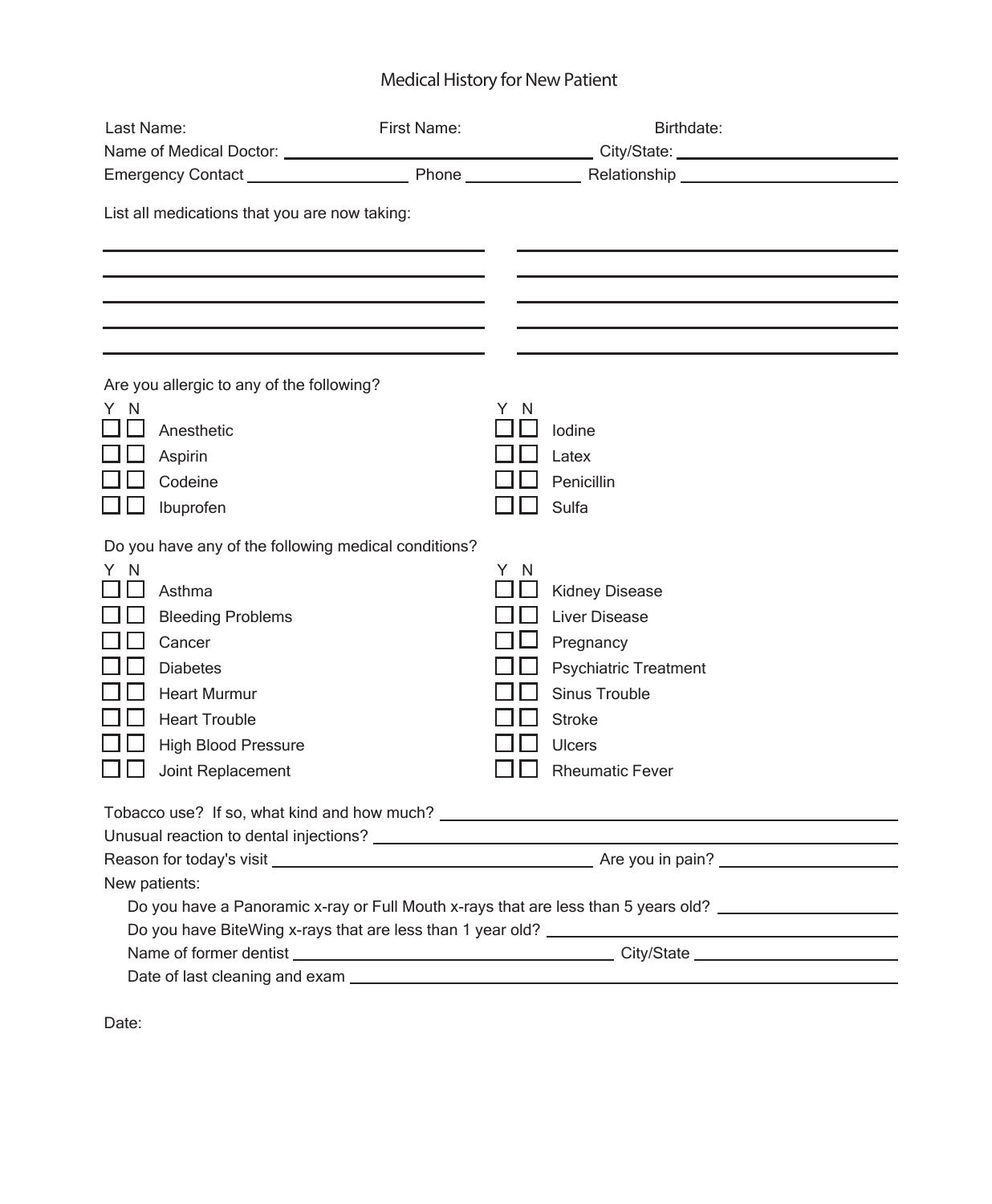# Medical History for New Patient

Last Name: First Name: Birthdate:

Name of Medical Doctor: ______________________________ City/State: ____________________

Emergency Contact ________________ Phone ____________ Relationship ____________________

List all medications that you are now taking:

______________________________ ______________________________

______________________________ ______________________________

______________________________ ______________________________

______________________________ ______________________________

______________________________ ______________________________

Are you allergic to any of the following?

| Y | N | | Y | N | |
|---|---|---|---|---|---|
| ☐ | ☐ | Anesthetic | ☐ | ☐ | Iodine |
| ☐ | ☐ | Aspirin | ☐ | ☐ | Latex |
| ☐ | ☐ | Codeine | ☐ | ☐ | Penicillin |
| ☐ | ☐ | Ibuprofen | ☐ | ☐ | Sulfa |

Do you have any of the following medical conditions?

| Y | N | | Y | N | |
|---|---|---|---|---|---|
| ☐ | ☐ | Asthma | ☐ | ☐ | Kidney Disease |
| ☐ | ☐ | Bleeding Problems | ☐ | ☐ | Liver Disease |
| ☐ | ☐ | Cancer | ☐ | ☐ | Pregnancy |
| ☐ | ☐ | Diabetes | ☐ | ☐ | Psychiatric Treatment |
| ☐ | ☐ | Heart Murmur | ☐ | ☐ | Sinus Trouble |
| ☐ | ☐ | Heart Trouble | ☐ | ☐ | Stroke |
| ☐ | ☐ | High Blood Pressure | ☐ | ☐ | Ulcers |
| ☐ | ☐ | Joint Replacement | ☐ | ☐ | Rheumatic Fever |

Tobacco use? If so, what kind and how much? ______________________________

Unusual reaction to dental injections? ______________________________

Reason for today's visit ______________________________ Are you in pain? ________________

New patients:

- Do you have a Panoramic x-ray or Full Mouth x-rays that are less than 5 years old? ________________
- Do you have BiteWing x-rays that are less than 1 year old? ______________________________
- Name of former dentist ______________________________ City/State ________________
- Date of last cleaning and exam ______________________________

Date: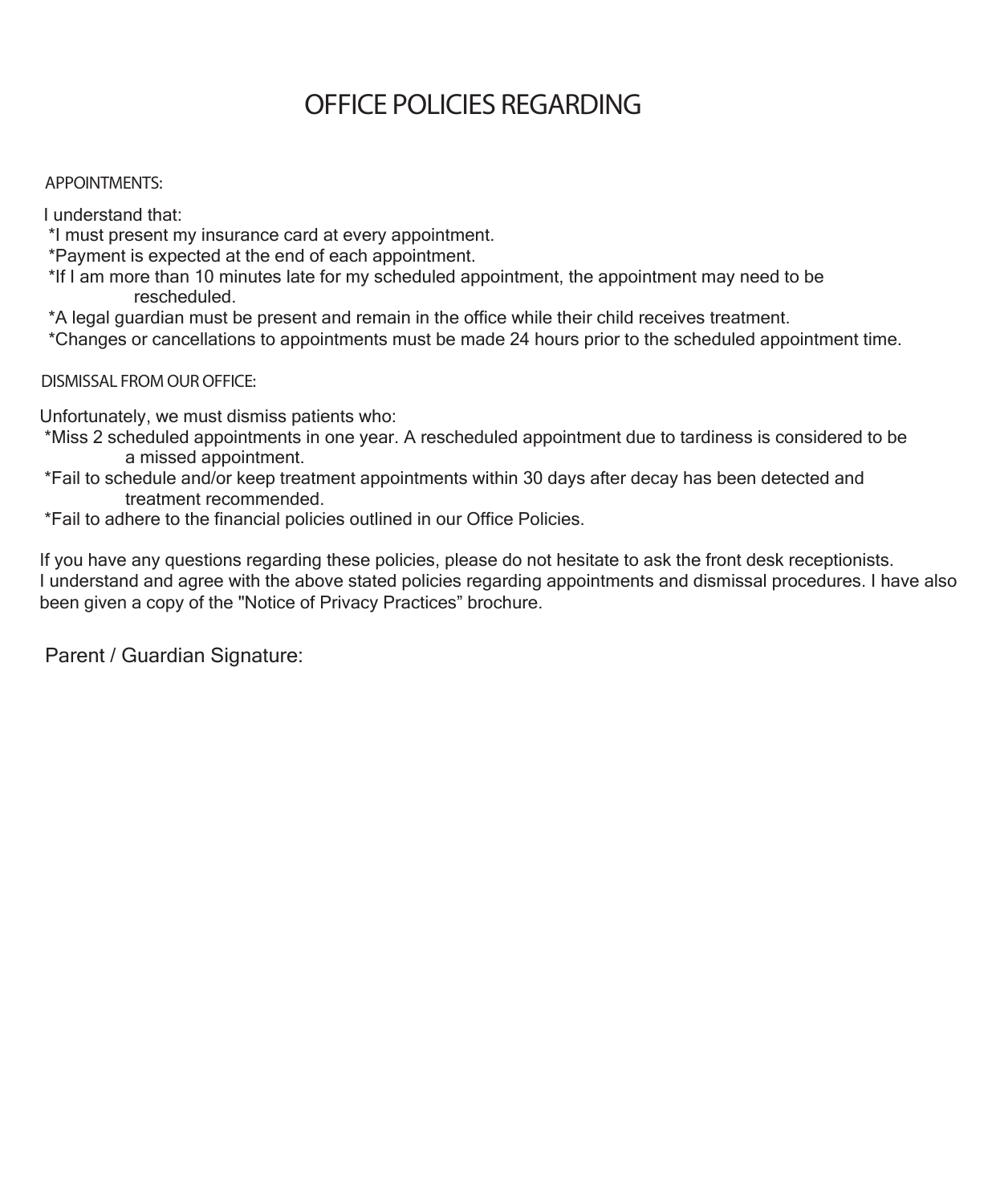# OFFICE POLICIES REGARDING

## APPOINTMENTS:

I understand that:

*I must present my insurance card at every appointment.
*Payment is expected at the end of each appointment.
*If I am more than 10 minutes late for my scheduled appointment, the appointment may need to be rescheduled.
*A legal guardian must be present and remain in the office while their child receives treatment.
*Changes or cancellations to appointments must be made 24 hours prior to the scheduled appointment time.

## DISMISSAL FROM OUR OFFICE:

Unfortunately, we must dismiss patients who:

*Miss 2 scheduled appointments in one year. A rescheduled appointment due to tardiness is considered to be a missed appointment.
*Fail to schedule and/or keep treatment appointments within 30 days after decay has been detected and treatment recommended.
*Fail to adhere to the financial policies outlined in our Office Policies.

If you have any questions regarding these policies, please do not hesitate to ask the front desk receptionists.
I understand and agree with the above stated policies regarding appointments and dismissal procedures. I have also been given a copy of the "Notice of Privacy Practices" brochure.

Parent / Guardian Signature: